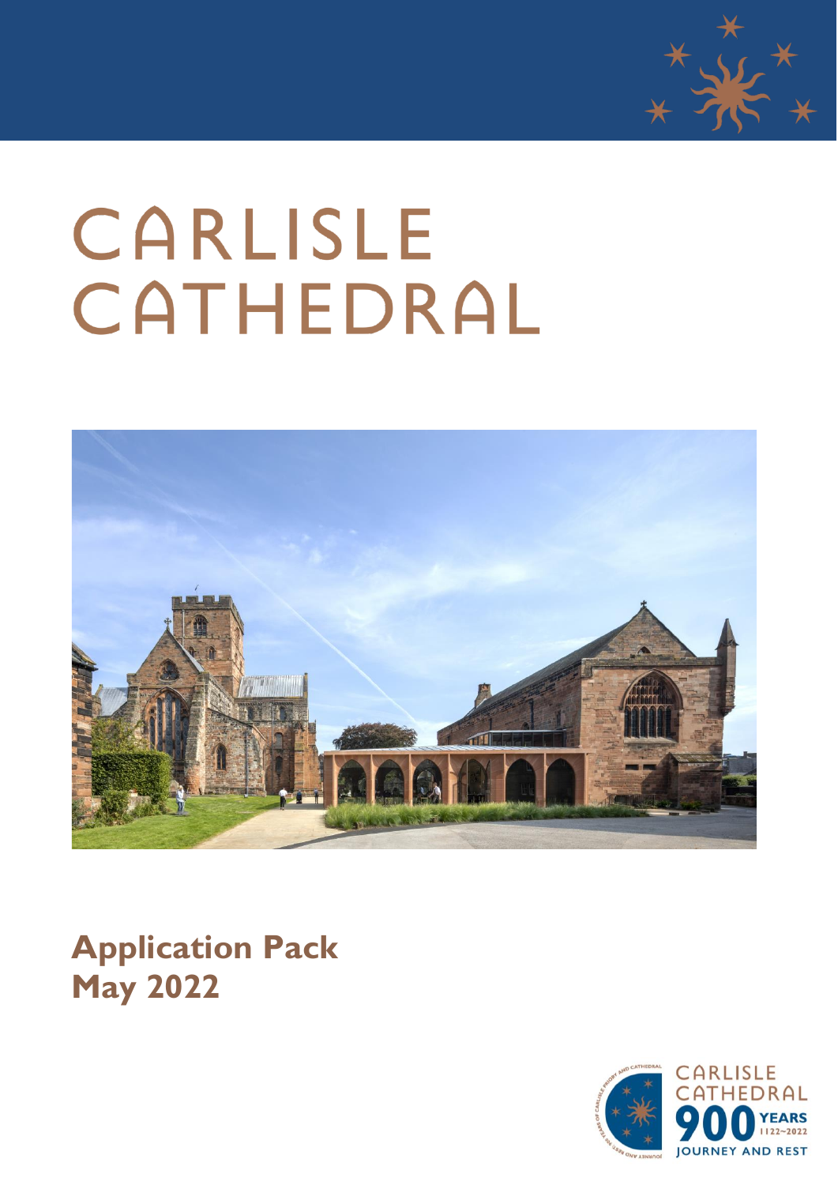# CARLISLE CATHEDRAL

## Application Pack
## May 2022

CARLISLE CATHEDRAL 900 YEARS 1122~2022 JOURNEY AND REST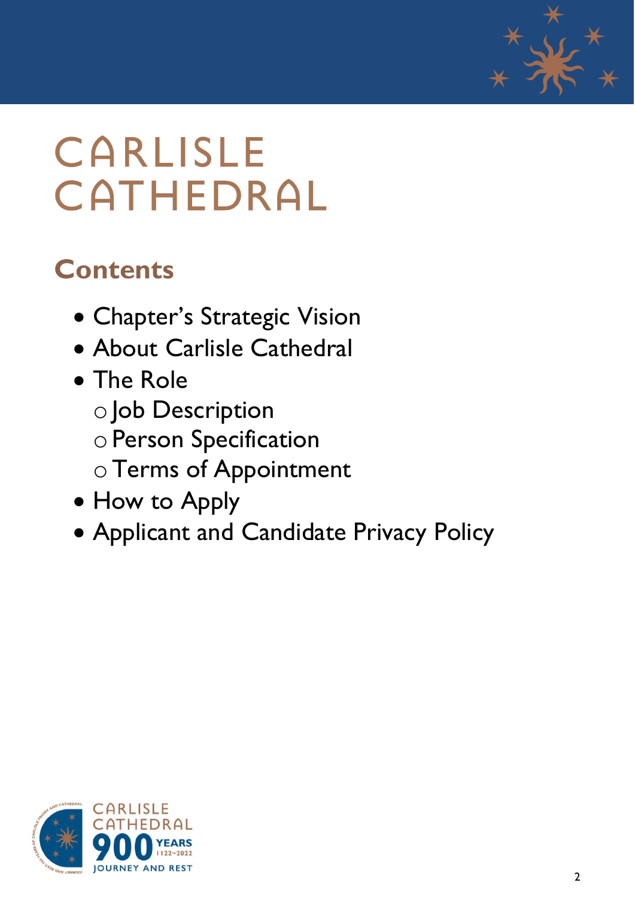# CARLISLE CATHEDRAL

## Contents

- Chapter's Strategic Vision
- About Carlisle Cathedral
- The Role
  - Job Description
  - Person Specification
  - Terms of Appointment
- How to Apply
- Applicant and Candidate Privacy Policy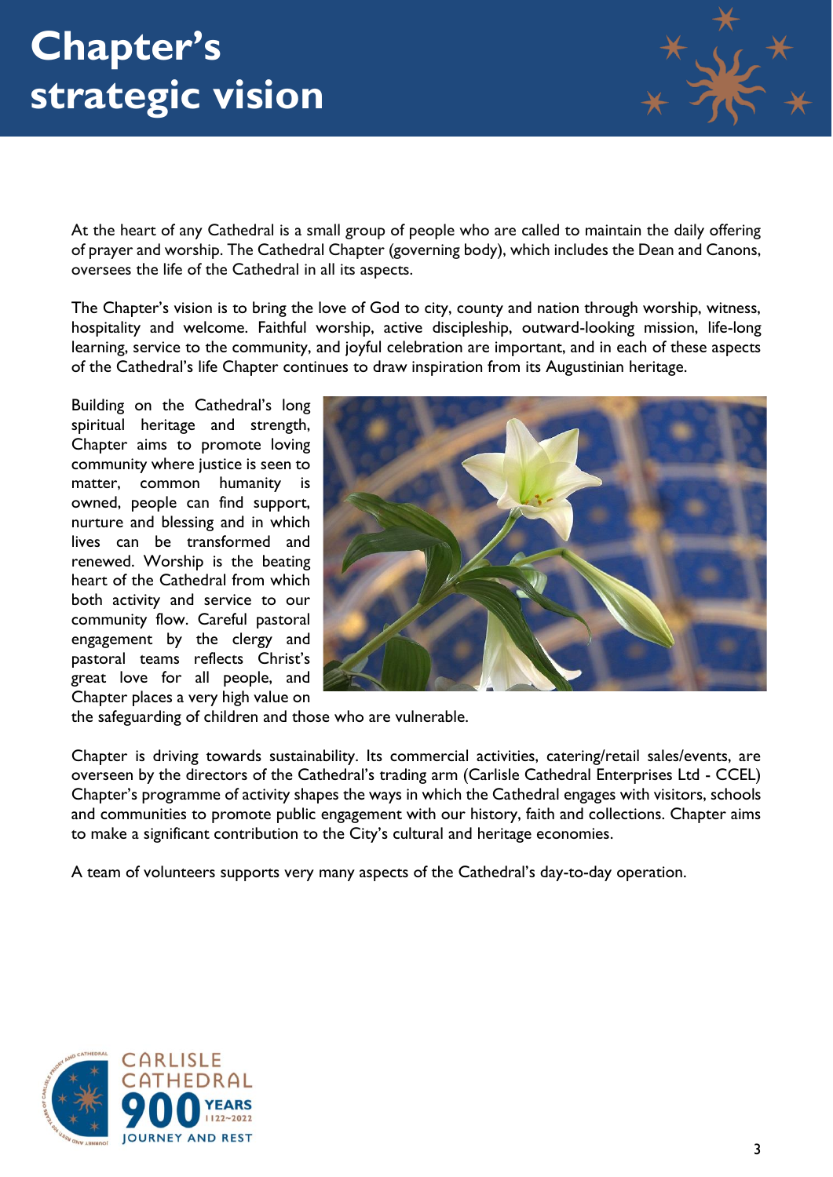# Chapter's strategic vision

At the heart of any Cathedral is a small group of people who are called to maintain the daily offering of prayer and worship. The Cathedral Chapter (governing body), which includes the Dean and Canons, oversees the life of the Cathedral in all its aspects.

The Chapter's vision is to bring the love of God to city, county and nation through worship, witness, hospitality and welcome. Faithful worship, active discipleship, outward-looking mission, life-long learning, service to the community, and joyful celebration are important, and in each of these aspects of the Cathedral's life Chapter continues to draw inspiration from its Augustinian heritage.

Building on the Cathedral's long spiritual heritage and strength, Chapter aims to promote loving community where justice is seen to matter, common humanity is owned, people can find support, nurture and blessing and in which lives can be transformed and renewed. Worship is the beating heart of the Cathedral from which both activity and service to our community flow. Careful pastoral engagement by the clergy and pastoral teams reflects Christ's great love for all people, and Chapter places a very high value on the safeguarding of children and those who are vulnerable.

Chapter is driving towards sustainability. Its commercial activities, catering/retail sales/events, are overseen by the directors of the Cathedral's trading arm (Carlisle Cathedral Enterprises Ltd - CCEL) Chapter's programme of activity shapes the ways in which the Cathedral engages with visitors, schools and communities to promote public engagement with our history, faith and collections. Chapter aims to make a significant contribution to the City's cultural and heritage economies.

A team of volunteers supports very many aspects of the Cathedral's day-to-day operation.

CARLISLE CATHEDRAL 900 YEARS 1122~2022 JOURNEY AND REST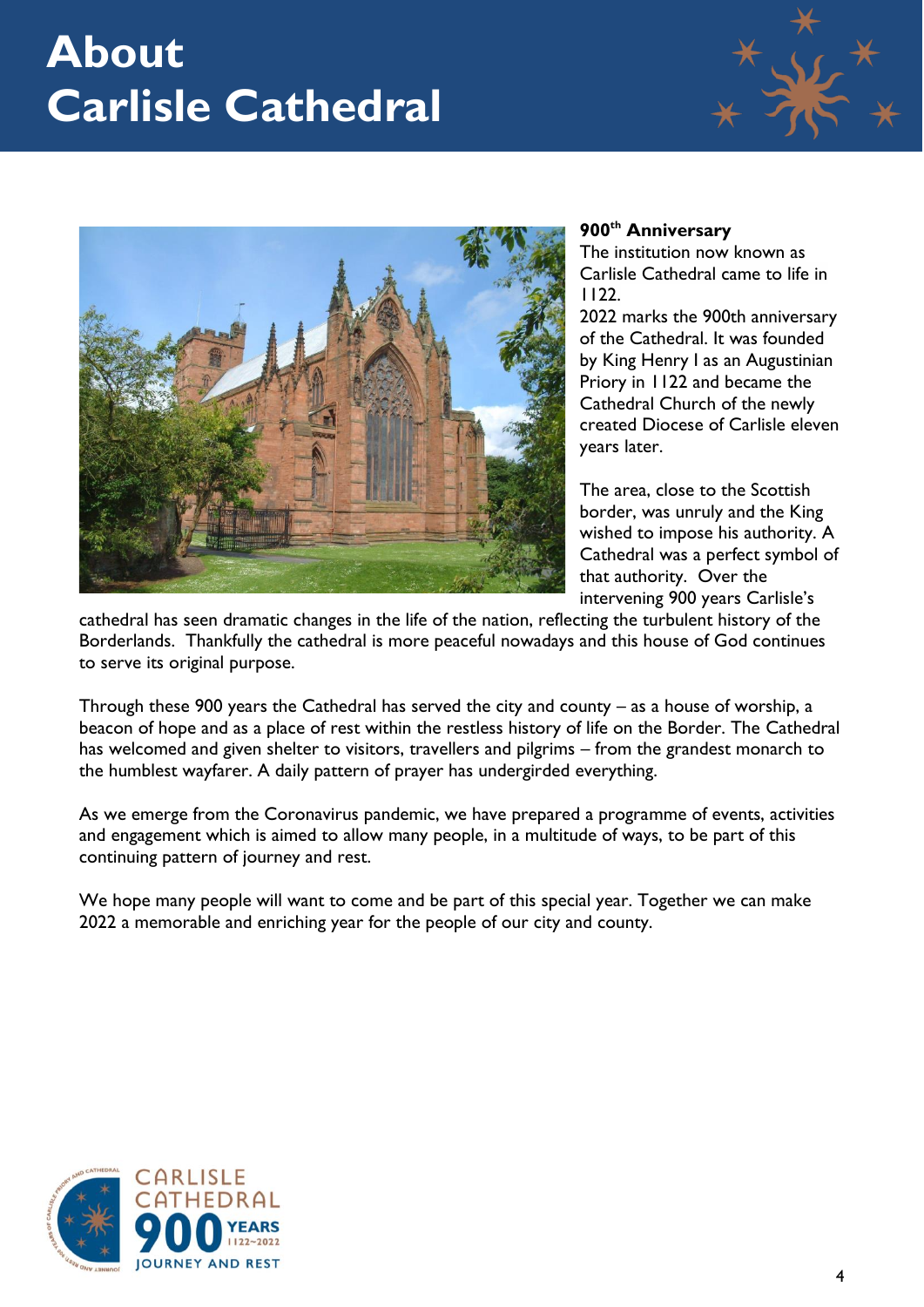# About Carlisle Cathedral

### 900th Anniversary

The institution now known as Carlisle Cathedral came to life in 1122.

2022 marks the 900th anniversary of the Cathedral. It was founded by King Henry I as an Augustinian Priory in 1122 and became the Cathedral Church of the newly created Diocese of Carlisle eleven years later.

The area, close to the Scottish border, was unruly and the King wished to impose his authority. A Cathedral was a perfect symbol of that authority. Over the intervening 900 years Carlisle's cathedral has seen dramatic changes in the life of the nation, reflecting the turbulent history of the Borderlands. Thankfully the cathedral is more peaceful nowadays and this house of God continues to serve its original purpose.

Through these 900 years the Cathedral has served the city and county – as a house of worship, a beacon of hope and as a place of rest within the restless history of life on the Border. The Cathedral has welcomed and given shelter to visitors, travellers and pilgrims – from the grandest monarch to the humblest wayfarer. A daily pattern of prayer has undergirded everything.

As we emerge from the Coronavirus pandemic, we have prepared a programme of events, activities and engagement which is aimed to allow many people, in a multitude of ways, to be part of this continuing pattern of journey and rest.

We hope many people will want to come and be part of this special year. Together we can make 2022 a memorable and enriching year for the people of our city and county.

CARLISLE CATHEDRAL 900 YEARS 1122~2022 JOURNEY AND REST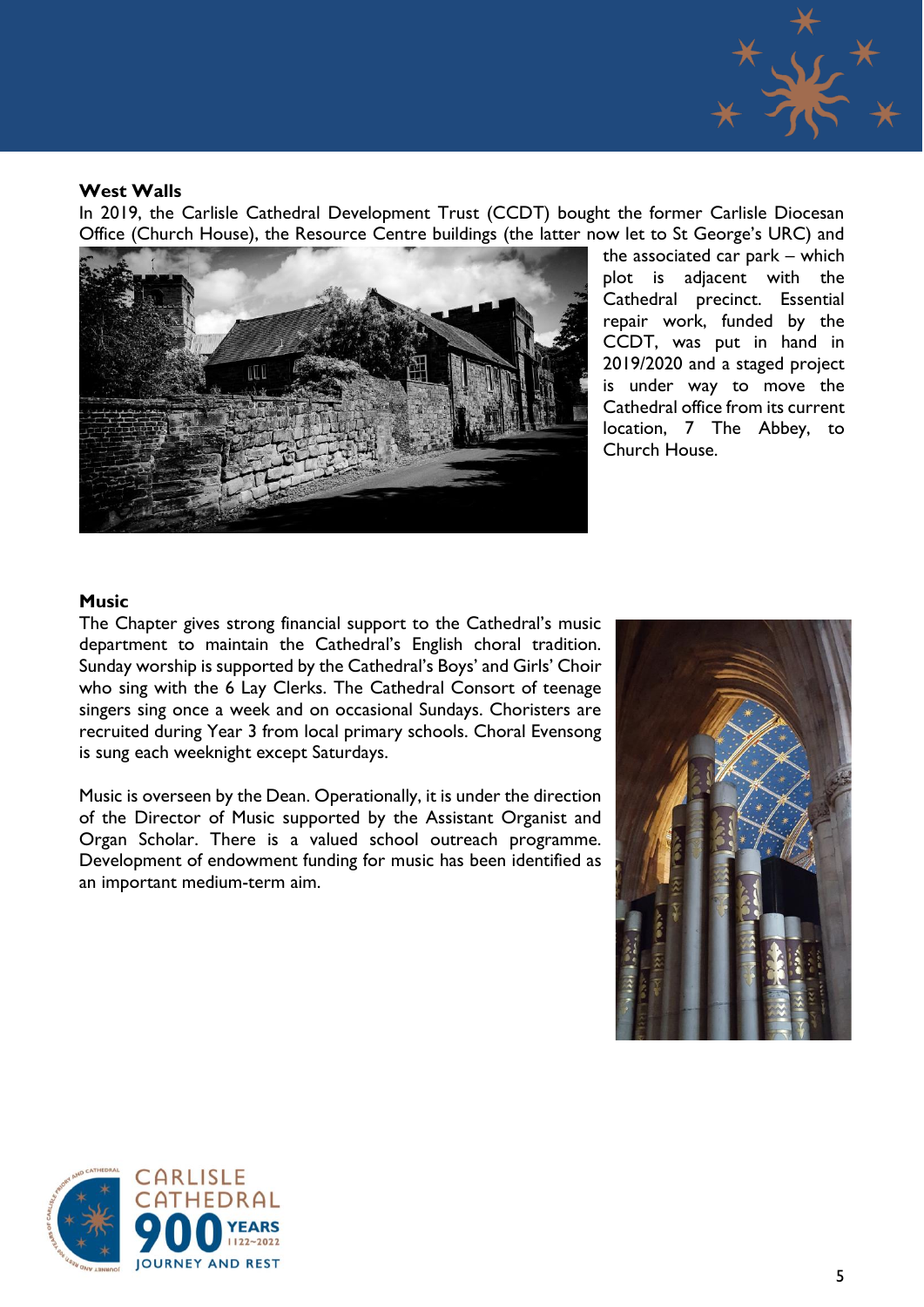**West Walls**

In 2019, the Carlisle Cathedral Development Trust (CCDT) bought the former Carlisle Diocesan Office (Church House), the Resource Centre buildings (the latter now let to St George's URC) and the associated car park – which plot is adjacent with the Cathedral precinct. Essential repair work, funded by the CCDT, was put in hand in 2019/2020 and a staged project is under way to move the Cathedral office from its current location, 7 The Abbey, to Church House.

**Music**

The Chapter gives strong financial support to the Cathedral's music department to maintain the Cathedral's English choral tradition. Sunday worship is supported by the Cathedral's Boys' and Girls' Choir who sing with the 6 Lay Clerks. The Cathedral Consort of teenage singers sing once a week and on occasional Sundays. Choristers are recruited during Year 3 from local primary schools. Choral Evensong is sung each weeknight except Saturdays.

Music is overseen by the Dean. Operationally, it is under the direction of the Director of Music supported by the Assistant Organist and Organ Scholar. There is a valued school outreach programme. Development of endowment funding for music has been identified as an important medium-term aim.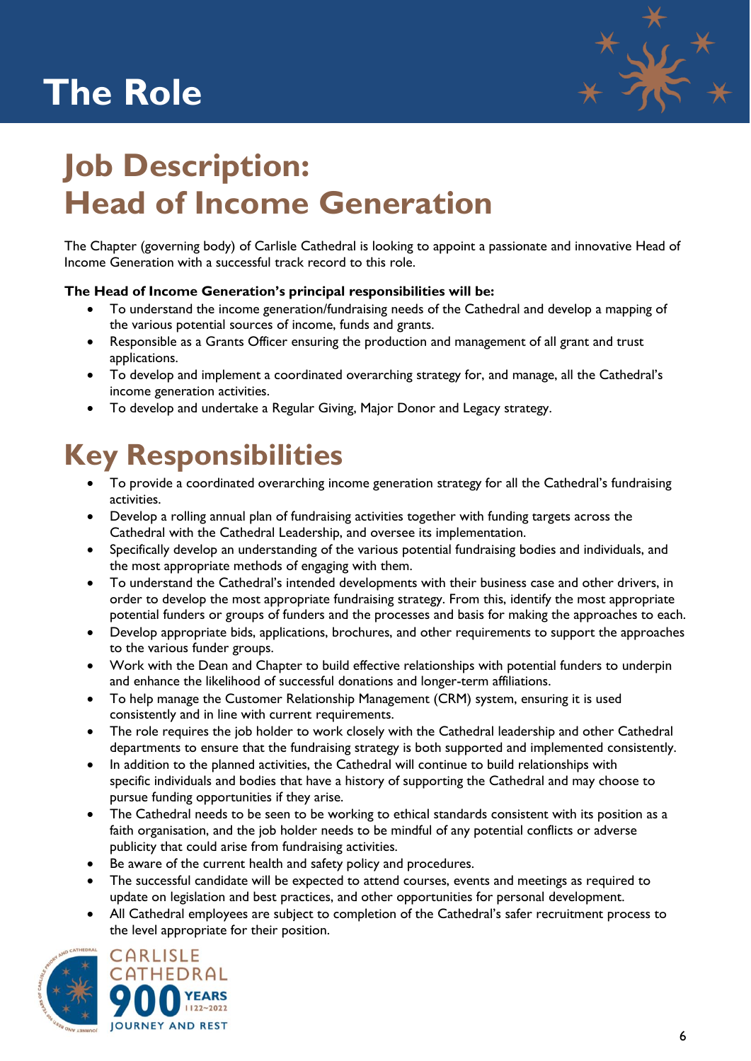# The Role

# Job Description: Head of Income Generation

The Chapter (governing body) of Carlisle Cathedral is looking to appoint a passionate and innovative Head of Income Generation with a successful track record to this role.

**The Head of Income Generation's principal responsibilities will be:**

- To understand the income generation/fundraising needs of the Cathedral and develop a mapping of the various potential sources of income, funds and grants.
- Responsible as a Grants Officer ensuring the production and management of all grant and trust applications.
- To develop and implement a coordinated overarching strategy for, and manage, all the Cathedral's income generation activities.
- To develop and undertake a Regular Giving, Major Donor and Legacy strategy.

# Key Responsibilities

- To provide a coordinated overarching income generation strategy for all the Cathedral's fundraising activities.
- Develop a rolling annual plan of fundraising activities together with funding targets across the Cathedral with the Cathedral Leadership, and oversee its implementation.
- Specifically develop an understanding of the various potential fundraising bodies and individuals, and the most appropriate methods of engaging with them.
- To understand the Cathedral's intended developments with their business case and other drivers, in order to develop the most appropriate fundraising strategy. From this, identify the most appropriate potential funders or groups of funders and the processes and basis for making the approaches to each.
- Develop appropriate bids, applications, brochures, and other requirements to support the approaches to the various funder groups.
- Work with the Dean and Chapter to build effective relationships with potential funders to underpin and enhance the likelihood of successful donations and longer-term affiliations.
- To help manage the Customer Relationship Management (CRM) system, ensuring it is used consistently and in line with current requirements.
- The role requires the job holder to work closely with the Cathedral leadership and other Cathedral departments to ensure that the fundraising strategy is both supported and implemented consistently.
- In addition to the planned activities, the Cathedral will continue to build relationships with specific individuals and bodies that have a history of supporting the Cathedral and may choose to pursue funding opportunities if they arise.
- The Cathedral needs to be seen to be working to ethical standards consistent with its position as a faith organisation, and the job holder needs to be mindful of any potential conflicts or adverse publicity that could arise from fundraising activities.
- Be aware of the current health and safety policy and procedures.
- The successful candidate will be expected to attend courses, events and meetings as required to update on legislation and best practices, and other opportunities for personal development.
- All Cathedral employees are subject to completion of the Cathedral's safer recruitment process to the level appropriate for their position.

CARLISLE CATHEDRAL 900 YEARS 1122–2022 JOURNEY AND REST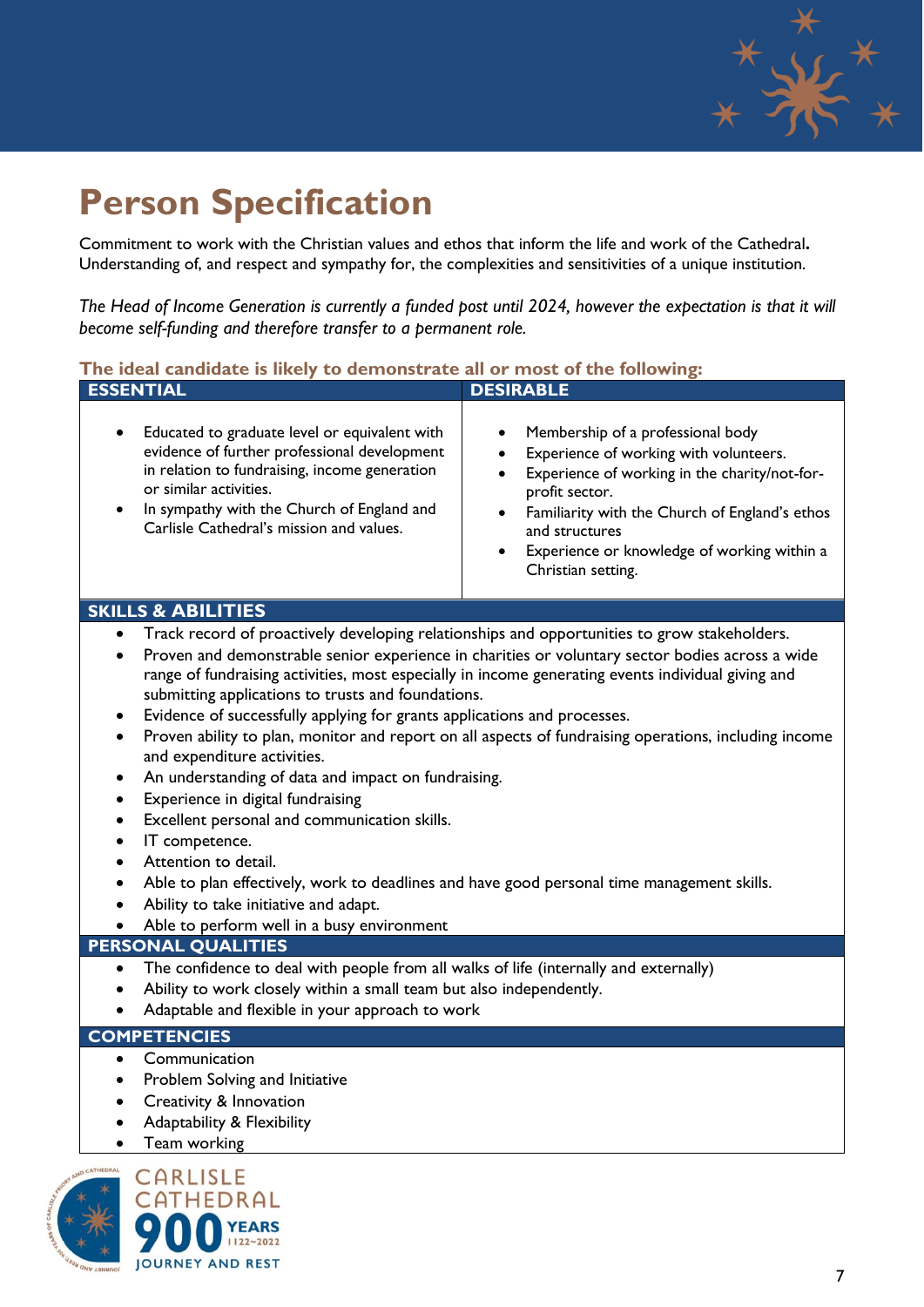# Person Specification

Commitment to work with the Christian values and ethos that inform the life and work of the Cathedral**.** Understanding of, and respect and sympathy for, the complexities and sensitivities of a unique institution.

*The Head of Income Generation is currently a funded post until 2024, however the expectation is that it will become self-funding and therefore transfer to a permanent role.*

### The ideal candidate is likely to demonstrate all or most of the following:

| ESSENTIAL | DESIRABLE |
|---|---|
| • Educated to graduate level or equivalent with evidence of further professional development in relation to fundraising, income generation or similar activities.<br>• In sympathy with the Church of England and Carlisle Cathedral's mission and values. | • Membership of a professional body<br>• Experience of working with volunteers.<br>• Experience of working in the charity/not-for-profit sector.<br>• Familiarity with the Church of England's ethos and structures<br>• Experience or knowledge of working within a Christian setting. |

### SKILLS & ABILITIES

- Track record of proactively developing relationships and opportunities to grow stakeholders.
- Proven and demonstrable senior experience in charities or voluntary sector bodies across a wide range of fundraising activities, most especially in income generating events individual giving and submitting applications to trusts and foundations.
- Evidence of successfully applying for grants applications and processes.
- Proven ability to plan, monitor and report on all aspects of fundraising operations, including income and expenditure activities.
- An understanding of data and impact on fundraising.
- Experience in digital fundraising
- Excellent personal and communication skills.
- IT competence.
- Attention to detail.
- Able to plan effectively, work to deadlines and have good personal time management skills.
- Ability to take initiative and adapt.
- Able to perform well in a busy environment

### PERSONAL QUALITIES

- The confidence to deal with people from all walks of life (internally and externally)
- Ability to work closely within a small team but also independently.
- Adaptable and flexible in your approach to work

### COMPETENCIES

- Communication
- Problem Solving and Initiative
- Creativity & Innovation
- Adaptability & Flexibility
- Team working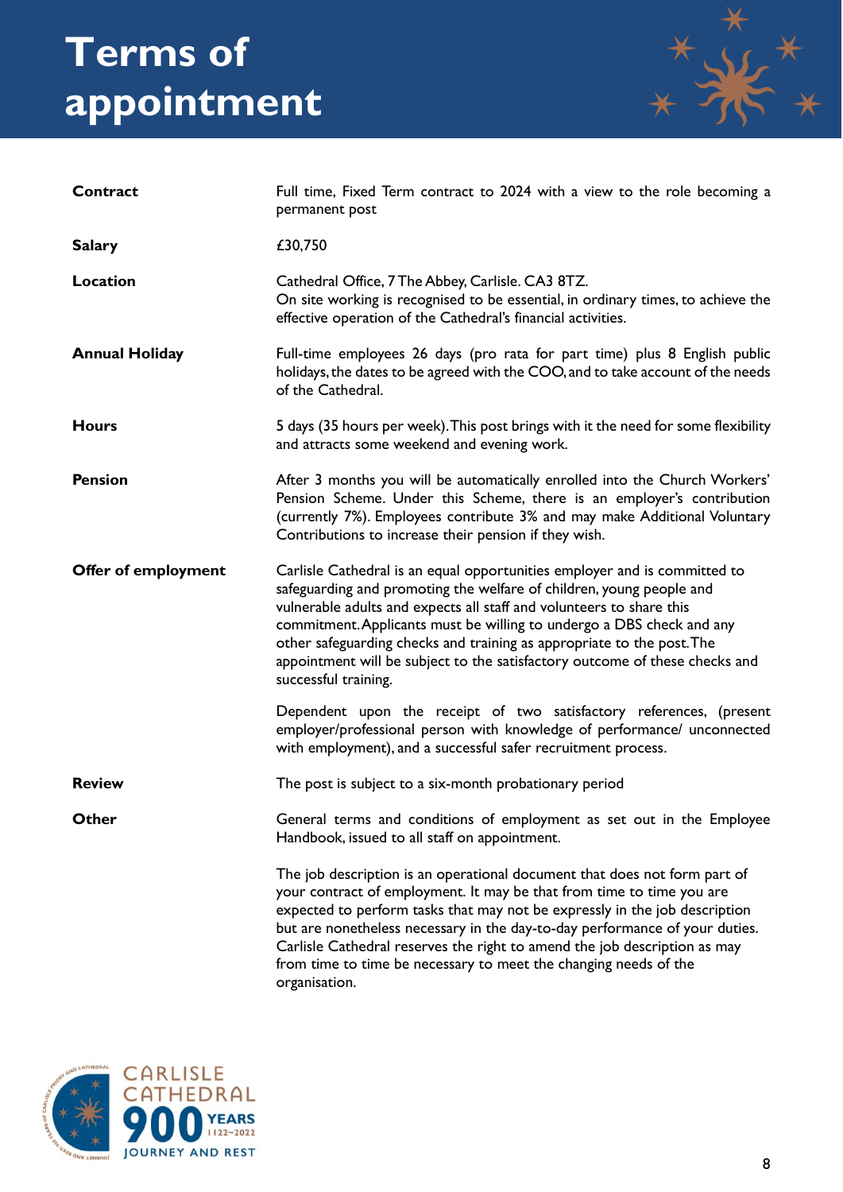# Terms of appointment

| | |
|---|---|
| **Contract** | Full time, Fixed Term contract to 2024 with a view to the role becoming a permanent post |
| **Salary** | £30,750 |
| **Location** | Cathedral Office, 7 The Abbey, Carlisle. CA3 8TZ.<br>On site working is recognised to be essential, in ordinary times, to achieve the effective operation of the Cathedral's financial activities. |
| **Annual Holiday** | Full-time employees 26 days (pro rata for part time) plus 8 English public holidays, the dates to be agreed with the COO, and to take account of the needs of the Cathedral. |
| **Hours** | 5 days (35 hours per week). This post brings with it the need for some flexibility and attracts some weekend and evening work. |
| **Pension** | After 3 months you will be automatically enrolled into the Church Workers' Pension Scheme. Under this Scheme, there is an employer's contribution (currently 7%). Employees contribute 3% and may make Additional Voluntary Contributions to increase their pension if they wish. |
| **Offer of employment** | Carlisle Cathedral is an equal opportunities employer and is committed to safeguarding and promoting the welfare of children, young people and vulnerable adults and expects all staff and volunteers to share this commitment. Applicants must be willing to undergo a DBS check and any other safeguarding checks and training as appropriate to the post. The appointment will be subject to the satisfactory outcome of these checks and successful training.<br><br>Dependent upon the receipt of two satisfactory references, (present employer/professional person with knowledge of performance/ unconnected with employment), and a successful safer recruitment process. |
| **Review** | The post is subject to a six-month probationary period |
| **Other** | General terms and conditions of employment as set out in the Employee Handbook, issued to all staff on appointment.<br><br>The job description is an operational document that does not form part of your contract of employment. It may be that from time to time you are expected to perform tasks that may not be expressly in the job description but are nonetheless necessary in the day-to-day performance of your duties. Carlisle Cathedral reserves the right to amend the job description as may from time to time be necessary to meet the changing needs of the organisation. |

CARLISLE CATHEDRAL 900 YEARS 1122~2022 JOURNEY AND REST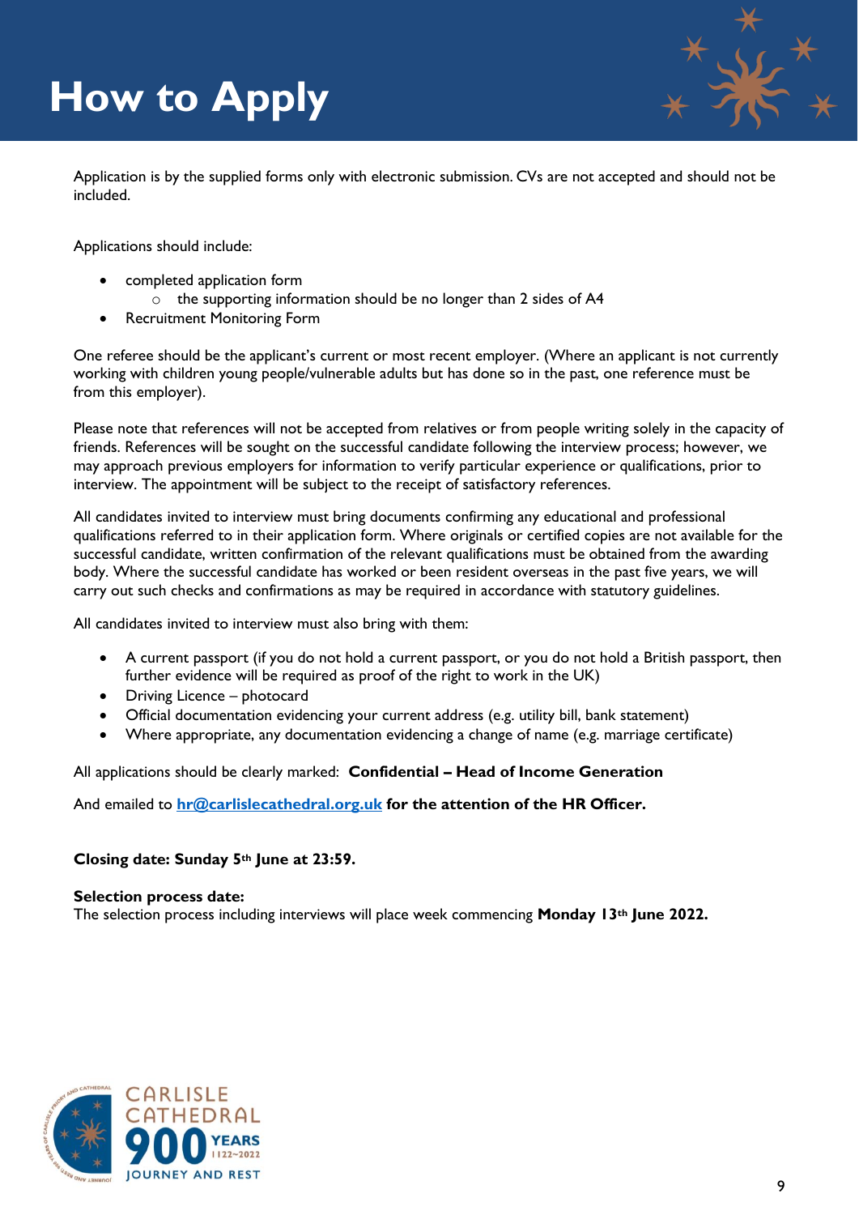# How to Apply

Application is by the supplied forms only with electronic submission. CVs are not accepted and should not be included.

Applications should include:

- completed application form
    - the supporting information should be no longer than 2 sides of A4
- Recruitment Monitoring Form

One referee should be the applicant's current or most recent employer. (Where an applicant is not currently working with children young people/vulnerable adults but has done so in the past, one reference must be from this employer).

Please note that references will not be accepted from relatives or from people writing solely in the capacity of friends. References will be sought on the successful candidate following the interview process; however, we may approach previous employers for information to verify particular experience or qualifications, prior to interview. The appointment will be subject to the receipt of satisfactory references.

All candidates invited to interview must bring documents confirming any educational and professional qualifications referred to in their application form. Where originals or certified copies are not available for the successful candidate, written confirmation of the relevant qualifications must be obtained from the awarding body. Where the successful candidate has worked or been resident overseas in the past five years, we will carry out such checks and confirmations as may be required in accordance with statutory guidelines.

All candidates invited to interview must also bring with them:

- A current passport (if you do not hold a current passport, or you do not hold a British passport, then further evidence will be required as proof of the right to work in the UK)
- Driving Licence – photocard
- Official documentation evidencing your current address (e.g. utility bill, bank statement)
- Where appropriate, any documentation evidencing a change of name (e.g. marriage certificate)

All applications should be clearly marked: **Confidential – Head of Income Generation**

And emailed to **[hr@carlislecathedral.org.uk](mailto:hr@carlislecathedral.org.uk) for the attention of the HR Officer.**

**Closing date: Sunday 5th June at 23:59.**

**Selection process date:**
The selection process including interviews will place week commencing **Monday 13th June 2022.**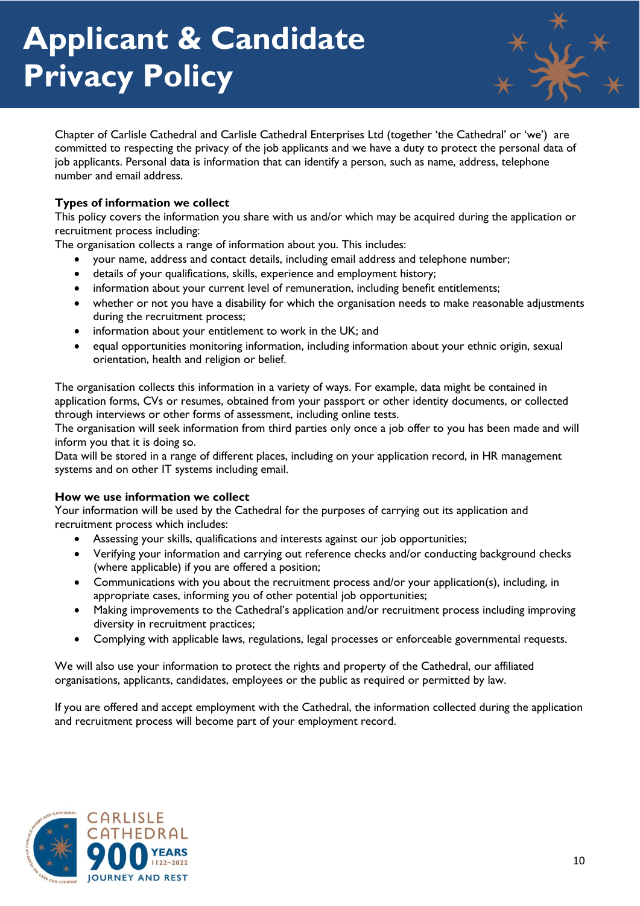# Applicant & Candidate Privacy Policy

Chapter of Carlisle Cathedral and Carlisle Cathedral Enterprises Ltd (together 'the Cathedral' or 'we') are committed to respecting the privacy of the job applicants and we have a duty to protect the personal data of job applicants. Personal data is information that can identify a person, such as name, address, telephone number and email address.

**Types of information we collect**

This policy covers the information you share with us and/or which may be acquired during the application or recruitment process including:

The organisation collects a range of information about you. This includes:

- your name, address and contact details, including email address and telephone number;
- details of your qualifications, skills, experience and employment history;
- information about your current level of remuneration, including benefit entitlements;
- whether or not you have a disability for which the organisation needs to make reasonable adjustments during the recruitment process;
- information about your entitlement to work in the UK; and
- equal opportunities monitoring information, including information about your ethnic origin, sexual orientation, health and religion or belief.

The organisation collects this information in a variety of ways. For example, data might be contained in application forms, CVs or resumes, obtained from your passport or other identity documents, or collected through interviews or other forms of assessment, including online tests.

The organisation will seek information from third parties only once a job offer to you has been made and will inform you that it is doing so.

Data will be stored in a range of different places, including on your application record, in HR management systems and on other IT systems including email.

**How we use information we collect**

Your information will be used by the Cathedral for the purposes of carrying out its application and recruitment process which includes:

- Assessing your skills, qualifications and interests against our job opportunities;
- Verifying your information and carrying out reference checks and/or conducting background checks (where applicable) if you are offered a position;
- Communications with you about the recruitment process and/or your application(s), including, in appropriate cases, informing you of other potential job opportunities;
- Making improvements to the Cathedral's application and/or recruitment process including improving diversity in recruitment practices;
- Complying with applicable laws, regulations, legal processes or enforceable governmental requests.

We will also use your information to protect the rights and property of the Cathedral, our affiliated organisations, applicants, candidates, employees or the public as required or permitted by law.

If you are offered and accept employment with the Cathedral, the information collected during the application and recruitment process will become part of your employment record.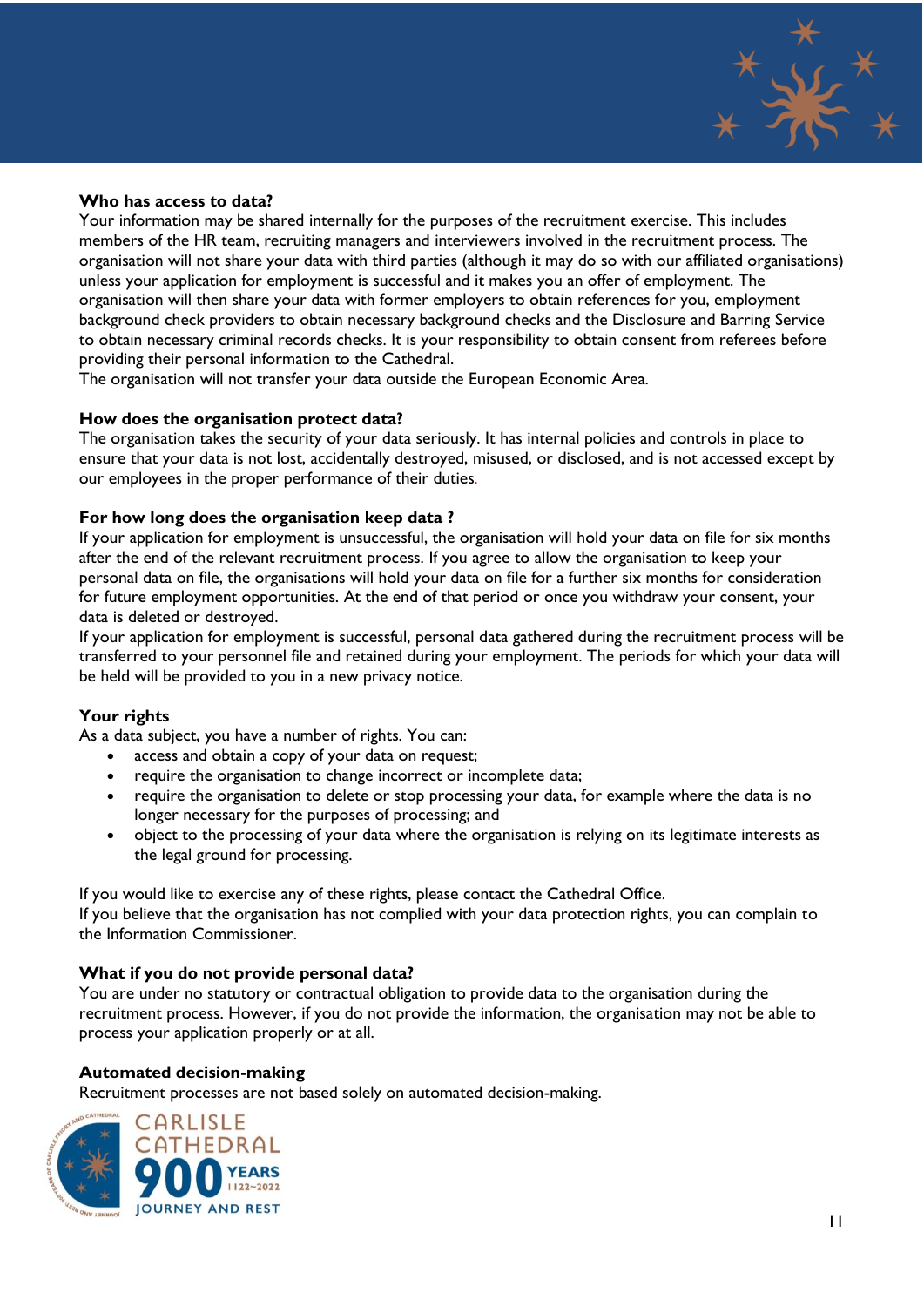**Who has access to data?**

Your information may be shared internally for the purposes of the recruitment exercise. This includes members of the HR team, recruiting managers and interviewers involved in the recruitment process. The organisation will not share your data with third parties (although it may do so with our affiliated organisations) unless your application for employment is successful and it makes you an offer of employment. The organisation will then share your data with former employers to obtain references for you, employment background check providers to obtain necessary background checks and the Disclosure and Barring Service to obtain necessary criminal records checks. It is your responsibility to obtain consent from referees before providing their personal information to the Cathedral.

The organisation will not transfer your data outside the European Economic Area.

**How does the organisation protect data?**

The organisation takes the security of your data seriously. It has internal policies and controls in place to ensure that your data is not lost, accidentally destroyed, misused, or disclosed, and is not accessed except by our employees in the proper performance of their duties.

**For how long does the organisation keep data ?**

If your application for employment is unsuccessful, the organisation will hold your data on file for six months after the end of the relevant recruitment process. If you agree to allow the organisation to keep your personal data on file, the organisations will hold your data on file for a further six months for consideration for future employment opportunities. At the end of that period or once you withdraw your consent, your data is deleted or destroyed.

If your application for employment is successful, personal data gathered during the recruitment process will be transferred to your personnel file and retained during your employment. The periods for which your data will be held will be provided to you in a new privacy notice.

**Your rights**

As a data subject, you have a number of rights. You can:

- access and obtain a copy of your data on request;
- require the organisation to change incorrect or incomplete data;
- require the organisation to delete or stop processing your data, for example where the data is no longer necessary for the purposes of processing; and
- object to the processing of your data where the organisation is relying on its legitimate interests as the legal ground for processing.

If you would like to exercise any of these rights, please contact the Cathedral Office.

If you believe that the organisation has not complied with your data protection rights, you can complain to the Information Commissioner.

**What if you do not provide personal data?**

You are under no statutory or contractual obligation to provide data to the organisation during the recruitment process. However, if you do not provide the information, the organisation may not be able to process your application properly or at all.

**Automated decision-making**

Recruitment processes are not based solely on automated decision-making.

CARLISLE CATHEDRAL 900 YEARS 1122~2022 JOURNEY AND REST